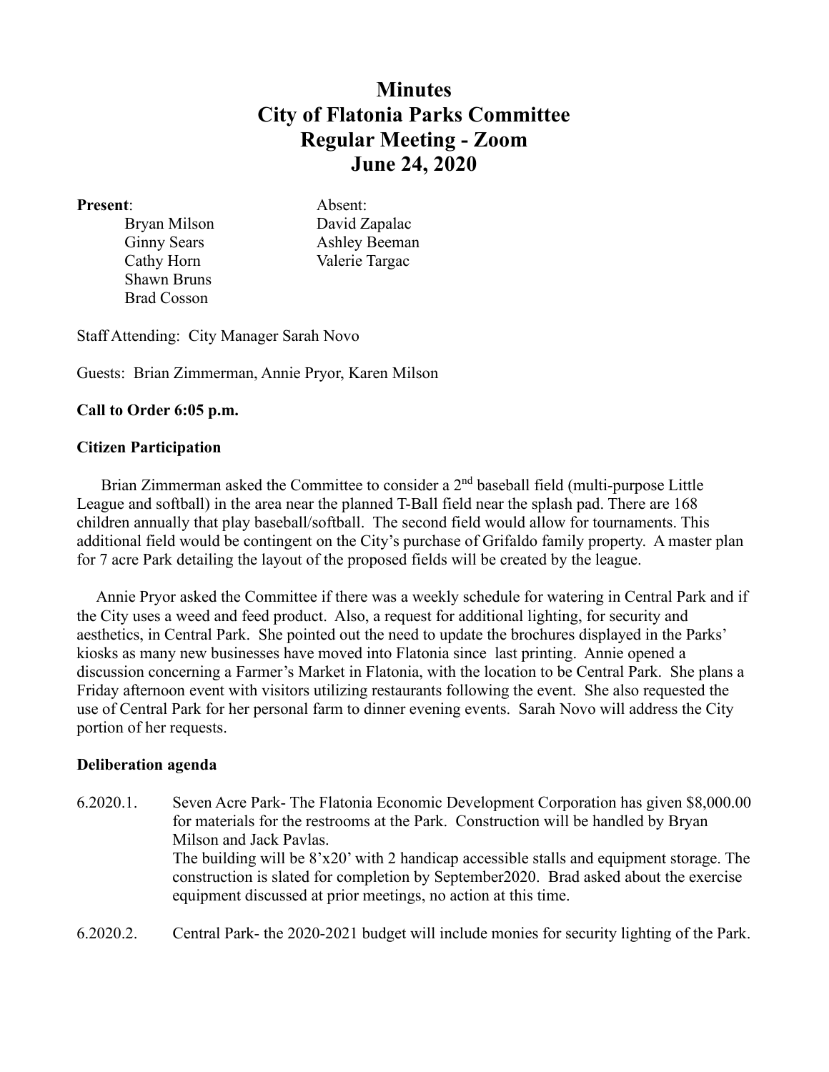# Minutes
# City of Flatonia Parks Committee
# Regular Meeting - Zoom
# June 24, 2020

| **Present**: | Absent: |
|---|---|
| Bryan Milson | David Zapalac |
| Ginny Sears | Ashley Beeman |
| Cathy Horn | Valerie Targac |
| Shawn Bruns | |
| Brad Cosson | |

Staff Attending: City Manager Sarah Novo

Guests: Brian Zimmerman, Annie Pryor, Karen Milson

**Call to Order 6:05 p.m.**

**Citizen Participation**

Brian Zimmerman asked the Committee to consider a 2nd baseball field (multi-purpose Little League and softball) in the area near the planned T-Ball field near the splash pad. There are 168 children annually that play baseball/softball. The second field would allow for tournaments. This additional field would be contingent on the City's purchase of Grifaldo family property. A master plan for 7 acre Park detailing the layout of the proposed fields will be created by the league.

Annie Pryor asked the Committee if there was a weekly schedule for watering in Central Park and if the City uses a weed and feed product. Also, a request for additional lighting, for security and aesthetics, in Central Park. She pointed out the need to update the brochures displayed in the Parks' kiosks as many new businesses have moved into Flatonia since last printing. Annie opened a discussion concerning a Farmer's Market in Flatonia, with the location to be Central Park. She plans a Friday afternoon event with visitors utilizing restaurants following the event. She also requested the use of Central Park for her personal farm to dinner evening events. Sarah Novo will address the City portion of her requests.

**Deliberation agenda**

6.2020.1. Seven Acre Park- The Flatonia Economic Development Corporation has given $8,000.00 for materials for the restrooms at the Park. Construction will be handled by Bryan Milson and Jack Pavlas.
The building will be 8'x20' with 2 handicap accessible stalls and equipment storage. The construction is slated for completion by September2020. Brad asked about the exercise equipment discussed at prior meetings, no action at this time.

6.2020.2. Central Park- the 2020-2021 budget will include monies for security lighting of the Park.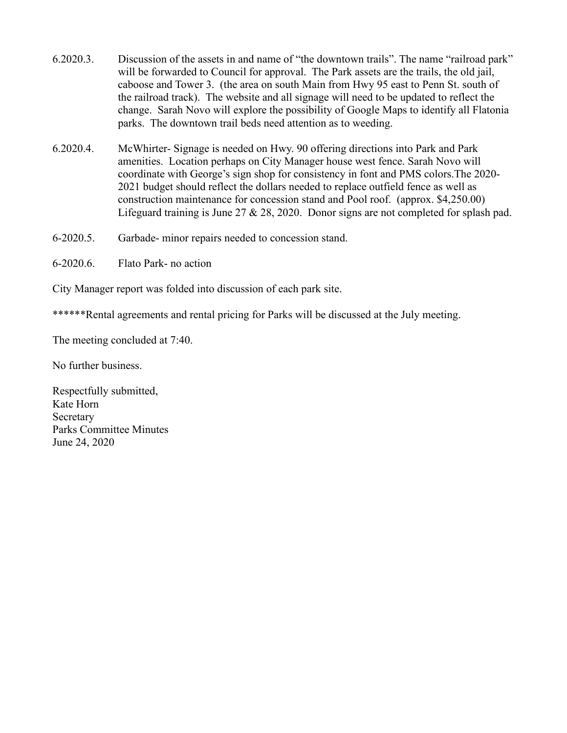6.2020.3. Discussion of the assets in and name of "the downtown trails". The name "railroad park" will be forwarded to Council for approval. The Park assets are the trails, the old jail, caboose and Tower 3. (the area on south Main from Hwy 95 east to Penn St. south of the railroad track). The website and all signage will need to be updated to reflect the change. Sarah Novo will explore the possibility of Google Maps to identify all Flatonia parks. The downtown trail beds need attention as to weeding.

6.2020.4. McWhirter- Signage is needed on Hwy. 90 offering directions into Park and Park amenities. Location perhaps on City Manager house west fence. Sarah Novo will coordinate with George's sign shop for consistency in font and PMS colors.The 2020-2021 budget should reflect the dollars needed to replace outfield fence as well as construction maintenance for concession stand and Pool roof. (approx. $4,250.00) Lifeguard training is June 27 & 28, 2020. Donor signs are not completed for splash pad.

6-2020.5. Garbade- minor repairs needed to concession stand.

6-2020.6. Flato Park- no action

City Manager report was folded into discussion of each park site.

******Rental agreements and rental pricing for Parks will be discussed at the July meeting.

The meeting concluded at 7:40.

No further business.

Respectfully submitted,
Kate Horn
Secretary
Parks Committee Minutes
June 24, 2020